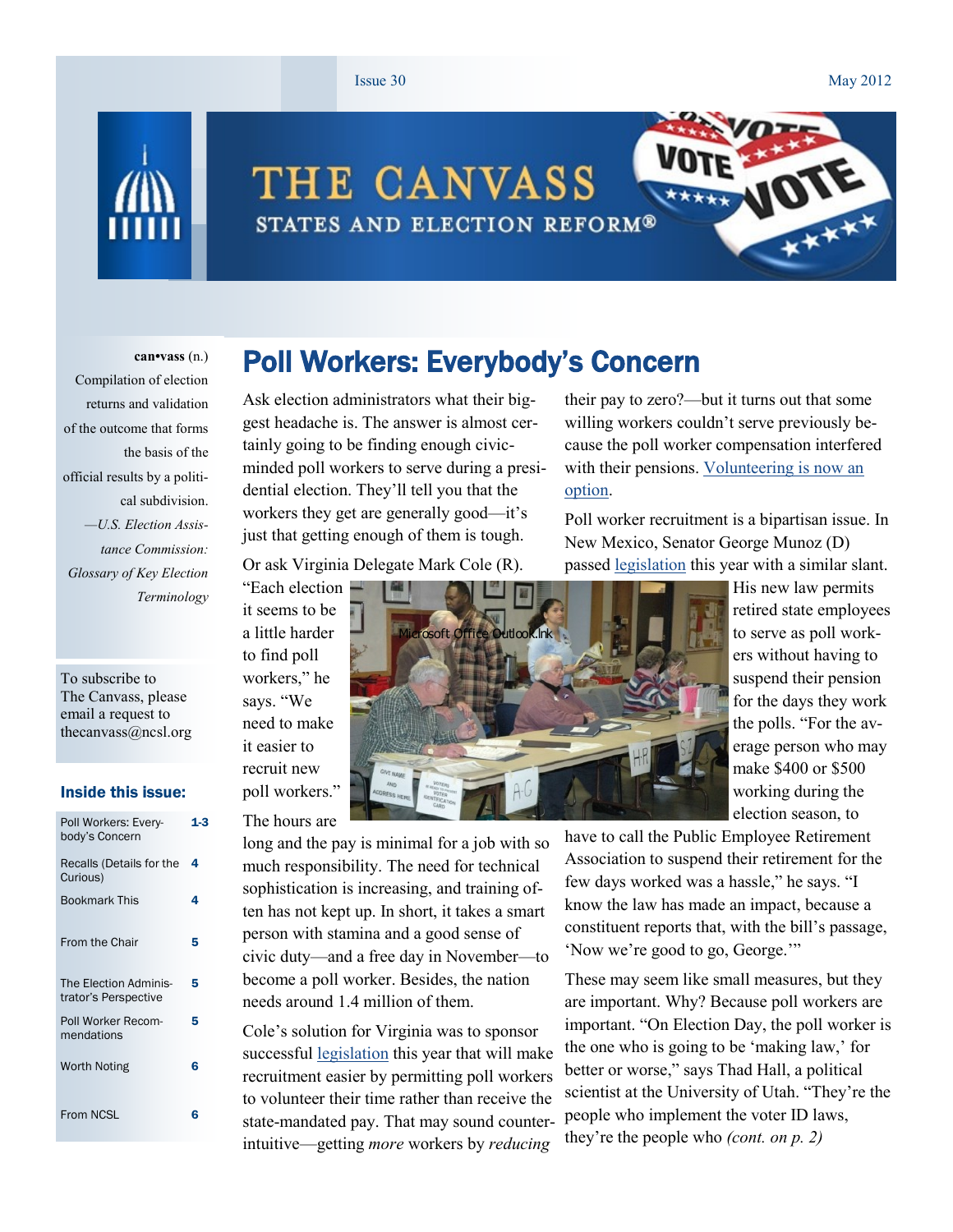# THE CANVASS

STATES AND ELECTION REFORM®

Issue 30 — May 2012

**can•vass** (n.)
Compilation of election returns and validation of the outcome that forms the basis of the official results by a political subdivision.
*—U.S. Election Assistance Commission: Glossary of Key Election Terminology*

To subscribe to The Canvass, please email a request to thecanvass@ncsl.org

### Inside this issue:

| | |
|---|---|
| Poll Workers: Everybody's Concern | 1-3 |
| Recalls (Details for the Curious) | 4 |
| Bookmark This | 4 |
| From the Chair | 5 |
| The Election Administrator's Perspective | 5 |
| Poll Worker Recommendations | 5 |
| Worth Noting | 6 |
| From NCSL | 6 |

## Poll Workers: Everybody's Concern

Ask election administrators what their biggest headache is. The answer is almost certainly going to be finding enough civic-minded poll workers to serve during a presidential election. They'll tell you that the workers they get are generally good—it's just that getting enough of them is tough.

Or ask Virginia Delegate Mark Cole (R). "Each election it seems to be a little harder to find poll workers," he says. "We need to make it easier to recruit new poll workers."

The hours are long and the pay is minimal for a job with so much responsibility. The need for technical sophistication is increasing, and training often has not kept up. In short, it takes a smart person with stamina and a good sense of civic duty—and a free day in November—to become a poll worker. Besides, the nation needs around 1.4 million of them.

Cole's solution for Virginia was to sponsor successful legislation this year that will make recruitment easier by permitting poll workers to volunteer their time rather than receive the state-mandated pay. That may sound counter-intuitive—getting *more* workers by *reducing* their pay to zero?—but it turns out that some willing workers couldn't serve previously because the poll worker compensation interfered with their pensions. Volunteering is now an option.

Poll worker recruitment is a bipartisan issue. In New Mexico, Senator George Munoz (D) passed legislation this year with a similar slant. His new law permits retired state employees to serve as poll workers without having to suspend their pension for the days they work the polls. "For the average person who may make $400 or $500 working during the election season, to have to call the Public Employee Retirement Association to suspend their retirement for the few days worked was a hassle," he says. "I know the law has made an impact, because a constituent reports that, with the bill's passage, 'Now we're good to go, George.'"

These may seem like small measures, but they are important. Why? Because poll workers are important. "On Election Day, the poll worker is the one who is going to be 'making law,' for better or worse," says Thad Hall, a political scientist at the University of Utah. "They're the people who implement the voter ID laws, they're the people who *(cont. on p. 2)*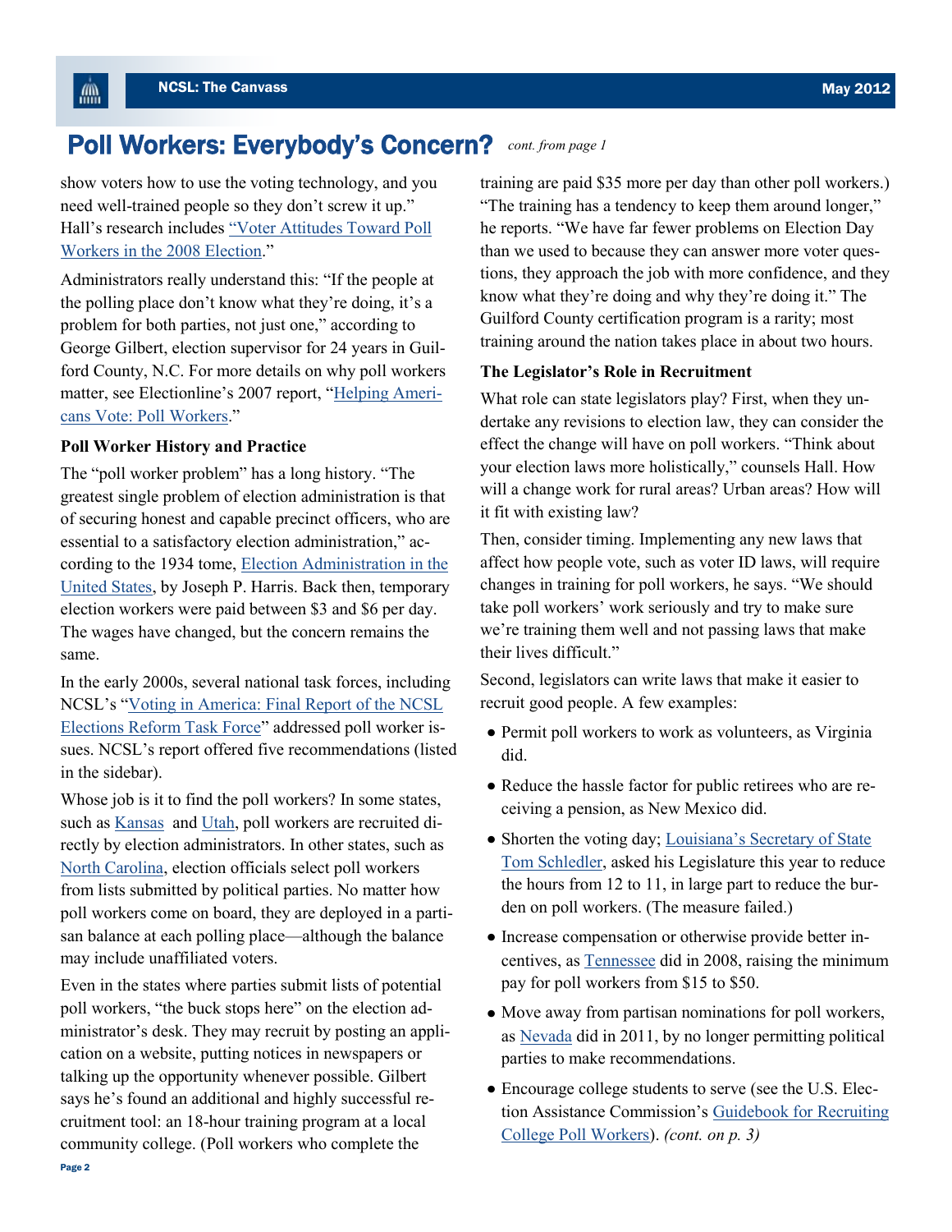## Poll Workers: Everybody's Concern? *cont. from page 1*

show voters how to use the voting technology, and you need well-trained people so they don't screw it up." Hall's research includes "Voter Attitudes Toward Poll Workers in the 2008 Election."

Administrators really understand this: "If the people at the polling place don't know what they're doing, it's a problem for both parties, not just one," according to George Gilbert, election supervisor for 24 years in Guilford County, N.C. For more details on why poll workers matter, see Electionline's 2007 report, "Helping Americans Vote: Poll Workers."

### Poll Worker History and Practice

The "poll worker problem" has a long history. "The greatest single problem of election administration is that of securing honest and capable precinct officers, who are essential to a satisfactory election administration," according to the 1934 tome, Election Administration in the United States, by Joseph P. Harris. Back then, temporary election workers were paid between $3 and $6 per day. The wages have changed, but the concern remains the same.

In the early 2000s, several national task forces, including NCSL's "Voting in America: Final Report of the NCSL Elections Reform Task Force" addressed poll worker issues. NCSL's report offered five recommendations (listed in the sidebar).

Whose job is it to find the poll workers? In some states, such as Kansas and Utah, poll workers are recruited directly by election administrators. In other states, such as North Carolina, election officials select poll workers from lists submitted by political parties. No matter how poll workers come on board, they are deployed in a partisan balance at each polling place—although the balance may include unaffiliated voters.

Even in the states where parties submit lists of potential poll workers, "the buck stops here" on the election administrator's desk. They may recruit by posting an application on a website, putting notices in newspapers or talking up the opportunity whenever possible. Gilbert says he's found an additional and highly successful recruitment tool: an 18-hour training program at a local community college. (Poll workers who complete the training are paid $35 more per day than other poll workers.) "The training has a tendency to keep them around longer," he reports. "We have far fewer problems on Election Day than we used to because they can answer more voter questions, they approach the job with more confidence, and they know what they're doing and why they're doing it." The Guilford County certification program is a rarity; most training around the nation takes place in about two hours.

### The Legislator's Role in Recruitment

What role can state legislators play? First, when they undertake any revisions to election law, they can consider the effect the change will have on poll workers. "Think about your election laws more holistically," counsels Hall. How will a change work for rural areas? Urban areas? How will it fit with existing law?

Then, consider timing. Implementing any new laws that affect how people vote, such as voter ID laws, will require changes in training for poll workers, he says. "We should take poll workers' work seriously and try to make sure we're training them well and not passing laws that make their lives difficult."

Second, legislators can write laws that make it easier to recruit good people. A few examples:

- Permit poll workers to work as volunteers, as Virginia did.
- Reduce the hassle factor for public retirees who are receiving a pension, as New Mexico did.
- Shorten the voting day; Louisiana's Secretary of State Tom Schedler, asked his Legislature this year to reduce the hours from 12 to 11, in large part to reduce the burden on poll workers. (The measure failed.)
- Increase compensation or otherwise provide better incentives, as Tennessee did in 2008, raising the minimum pay for poll workers from $15 to $50.
- Move away from partisan nominations for poll workers, as Nevada did in 2011, by no longer permitting political parties to make recommendations.
- Encourage college students to serve (see the U.S. Election Assistance Commission's Guidebook for Recruiting College Poll Workers). *(cont. on p. 3)*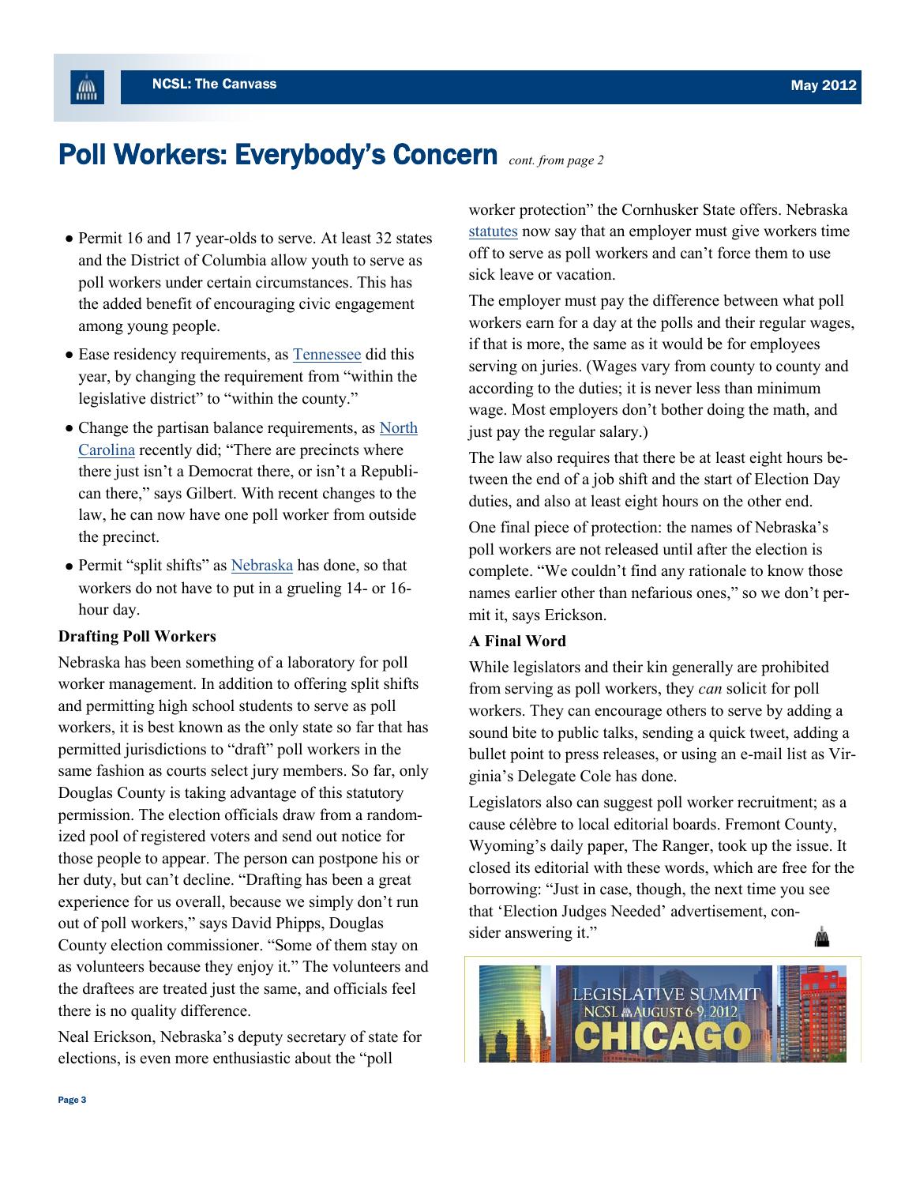# Poll Workers: Everybody's Concern *cont. from page 2*

- Permit 16 and 17 year-olds to serve. At least 32 states and the District of Columbia allow youth to serve as poll workers under certain circumstances. This has the added benefit of encouraging civic engagement among young people.
- Ease residency requirements, as Tennessee did this year, by changing the requirement from "within the legislative district" to "within the county."
- Change the partisan balance requirements, as North Carolina recently did; "There are precincts where there just isn't a Democrat there, or isn't a Republican there," says Gilbert. With recent changes to the law, he can now have one poll worker from outside the precinct.
- Permit "split shifts" as Nebraska has done, so that workers do not have to put in a grueling 14- or 16-hour day.

### Drafting Poll Workers

Nebraska has been something of a laboratory for poll worker management. In addition to offering split shifts and permitting high school students to serve as poll workers, it is best known as the only state so far that has permitted jurisdictions to "draft" poll workers in the same fashion as courts select jury members. So far, only Douglas County is taking advantage of this statutory permission. The election officials draw from a randomized pool of registered voters and send out notice for those people to appear. The person can postpone his or her duty, but can't decline. "Drafting has been a great experience for us overall, because we simply don't run out of poll workers," says David Phipps, Douglas County election commissioner. "Some of them stay on as volunteers because they enjoy it." The volunteers and the draftees are treated just the same, and officials feel there is no quality difference.

Neal Erickson, Nebraska's deputy secretary of state for elections, is even more enthusiastic about the "poll worker protection" the Cornhusker State offers. Nebraska statutes now say that an employer must give workers time off to serve as poll workers and can't force them to use sick leave or vacation.

The employer must pay the difference between what poll workers earn for a day at the polls and their regular wages, if that is more, the same as it would be for employees serving on juries. (Wages vary from county to county and according to the duties; it is never less than minimum wage. Most employers don't bother doing the math, and just pay the regular salary.)

The law also requires that there be at least eight hours between the end of a job shift and the start of Election Day duties, and also at least eight hours on the other end.

One final piece of protection: the names of Nebraska's poll workers are not released until after the election is complete. "We couldn't find any rationale to know those names earlier other than nefarious ones," so we don't permit it, says Erickson.

### A Final Word

While legislators and their kin generally are prohibited from serving as poll workers, they *can* solicit for poll workers. They can encourage others to serve by adding a sound bite to public talks, sending a quick tweet, adding a bullet point to press releases, or using an e-mail list as Virginia's Delegate Cole has done.

Legislators also can suggest poll worker recruitment; as a cause célèbre to local editorial boards. Fremont County, Wyoming's daily paper, The Ranger, took up the issue. It closed its editorial with these words, which are free for the borrowing: "Just in case, though, the next time you see that 'Election Judges Needed' advertisement, consider answering it."

LEGISLATIVE SUMMIT
NCSL AUGUST 6-9, 2012
CHICAGO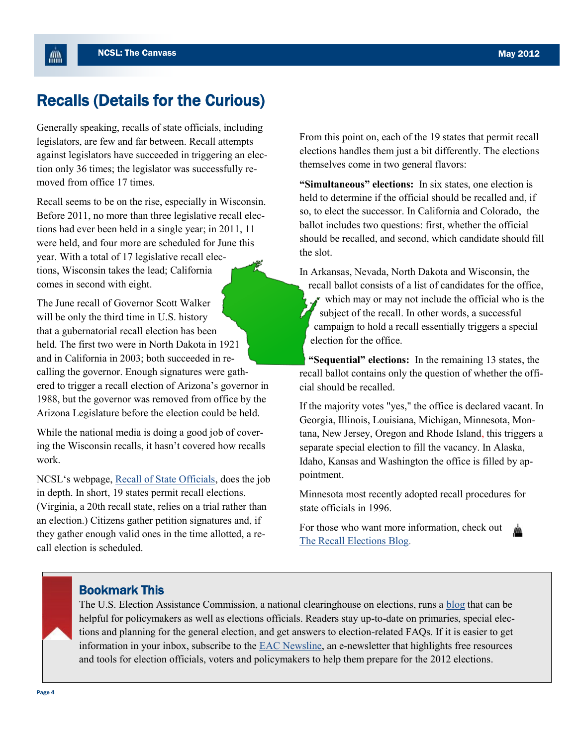# Recalls (Details for the Curious)

Generally speaking, recalls of state officials, including legislators, are few and far between. Recall attempts against legislators have succeeded in triggering an election only 36 times; the legislator was successfully removed from office 17 times.

Recall seems to be on the rise, especially in Wisconsin. Before 2011, no more than three legislative recall elections had ever been held in a single year; in 2011, 11 were held, and four more are scheduled for June this year. With a total of 17 legislative recall elections, Wisconsin takes the lead; California comes in second with eight.

The June recall of Governor Scott Walker will be only the third time in U.S. history that a gubernatorial recall election has been held. The first two were in North Dakota in 1921 and in California in 2003; both succeeded in recalling the governor. Enough signatures were gathered to trigger a recall election of Arizona's governor in 1988, but the governor was removed from office by the Arizona Legislature before the election could be held.

While the national media is doing a good job of covering the Wisconsin recalls, it hasn't covered how recalls work.

NCSL's webpage, [Recall of State Officials], does the job in depth. In short, 19 states permit recall elections. (Virginia, a 20th recall state, relies on a trial rather than an election.) Citizens gather petition signatures and, if they gather enough valid ones in the time allotted, a recall election is scheduled.

From this point on, each of the 19 states that permit recall elections handles them just a bit differently. The elections themselves come in two general flavors:

**"Simultaneous" elections:** In six states, one election is held to determine if the official should be recalled and, if so, to elect the successor. In California and Colorado, the ballot includes two questions: first, whether the official should be recalled, and second, which candidate should fill the slot.

In Arkansas, Nevada, North Dakota and Wisconsin, the recall ballot consists of a list of candidates for the office, which may or may not include the official who is the subject of the recall. In other words, a successful campaign to hold a recall essentially triggers a special election for the office.

**"Sequential" elections:** In the remaining 13 states, the recall ballot contains only the question of whether the official should be recalled.

If the majority votes "yes," the office is declared vacant. In Georgia, Illinois, Louisiana, Michigan, Minnesota, Montana, New Jersey, Oregon and Rhode Island, this triggers a separate special election to fill the vacancy. In Alaska, Idaho, Kansas and Washington the office is filled by appointment.

Minnesota most recently adopted recall procedures for state officials in 1996.

For those who want more information, check out [The Recall Elections Blog].

## Bookmark This

The U.S. Election Assistance Commission, a national clearinghouse on elections, runs a [blog] that can be helpful for policymakers as well as elections officials. Readers stay up-to-date on primaries, special elections and planning for the general election, and get answers to election-related FAQs. If it is easier to get information in your inbox, subscribe to the [EAC Newsline], an e-newsletter that highlights free resources and tools for election officials, voters and policymakers to help them prepare for the 2012 elections.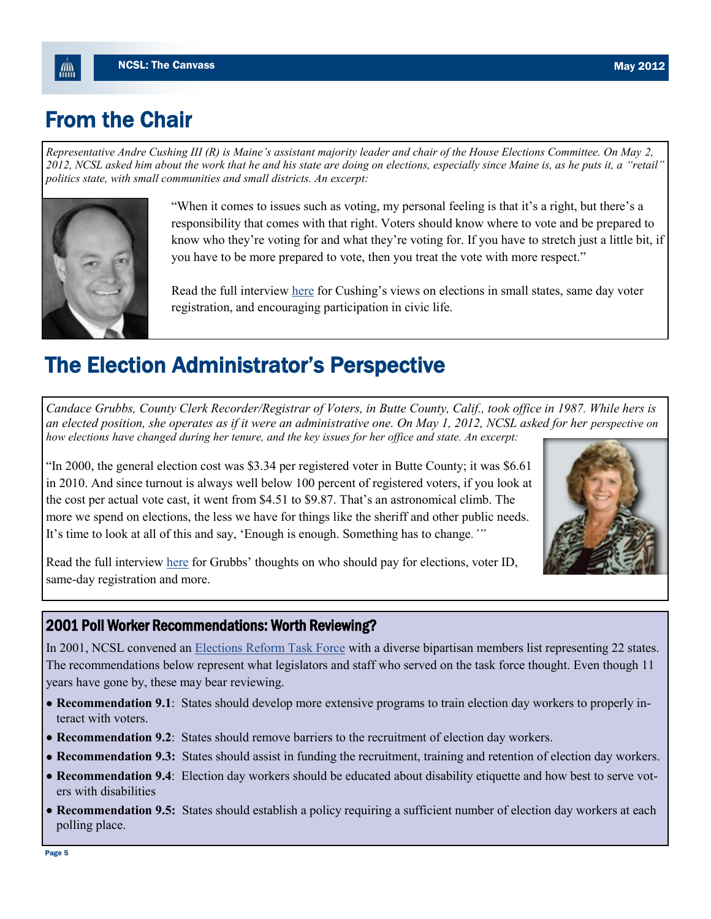# From the Chair

*Representative Andre Cushing III (R) is Maine's assistant majority leader and chair of the House Elections Committee. On May 2, 2012, NCSL asked him about the work that he and his state are doing on elections, especially since Maine is, as he puts it, a "retail" politics state, with small communities and small districts. An excerpt:*

"When it comes to issues such as voting, my personal feeling is that it's a right, but there's a responsibility that comes with that right. Voters should know where to vote and be prepared to know who they're voting for and what they're voting for. If you have to stretch just a little bit, if you have to be more prepared to vote, then you treat the vote with more respect."

Read the full interview here for Cushing's views on elections in small states, same day voter registration, and encouraging participation in civic life.

# The Election Administrator's Perspective

*Candace Grubbs, County Clerk Recorder/Registrar of Voters, in Butte County, Calif., took office in 1987. While hers is an elected position, she operates as if it were an administrative one. On May 1, 2012, NCSL asked for her perspective on how elections have changed during her tenure, and the key issues for her office and state. An excerpt:*

"In 2000, the general election cost was $3.34 per registered voter in Butte County; it was $6.61 in 2010. And since turnout is always well below 100 percent of registered voters, if you look at the cost per actual vote cast, it went from $4.51 to $9.87. That's an astronomical climb. The more we spend on elections, the less we have for things like the sheriff and other public needs. It's time to look at all of this and say, 'Enough is enough. Something has to change.'"

Read the full interview here for Grubbs' thoughts on who should pay for elections, voter ID, same-day registration and more.

## 2001 Poll Worker Recommendations: Worth Reviewing?

In 2001, NCSL convened an Elections Reform Task Force with a diverse bipartisan members list representing 22 states. The recommendations below represent what legislators and staff who served on the task force thought. Even though 11 years have gone by, these may bear reviewing.

- **Recommendation 9.1**: States should develop more extensive programs to train election day workers to properly interact with voters.
- **Recommendation 9.2**: States should remove barriers to the recruitment of election day workers.
- **Recommendation 9.3:** States should assist in funding the recruitment, training and retention of election day workers.
- **Recommendation 9.4**: Election day workers should be educated about disability etiquette and how best to serve voters with disabilities
- **Recommendation 9.5:** States should establish a policy requiring a sufficient number of election day workers at each polling place.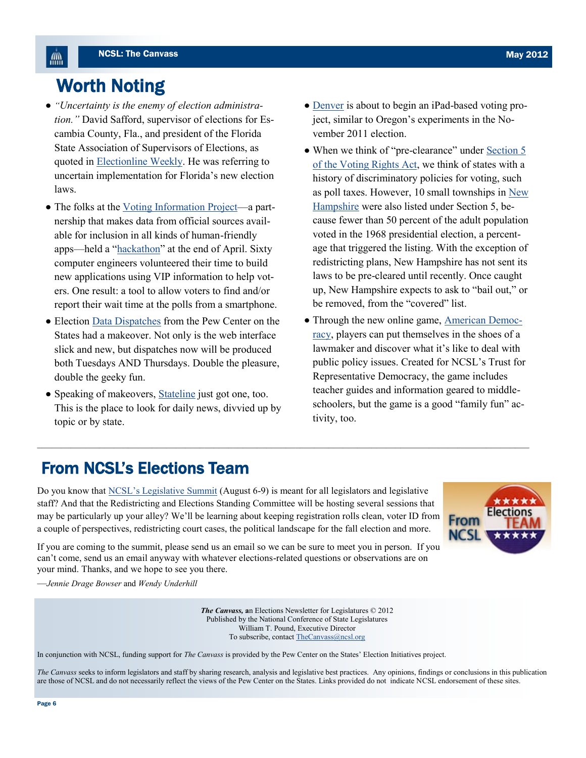## Worth Noting

- *"Uncertainty is the enemy of election administration."* David Safford, supervisor of elections for Escambia County, Fla., and president of the Florida State Association of Supervisors of Elections, as quoted in Electionline Weekly. He was referring to uncertain implementation for Florida's new election laws.
- The folks at the Voting Information Project—a partnership that makes data from official sources available for inclusion in all kinds of human-friendly apps—held a "hackathon" at the end of April. Sixty computer engineers volunteered their time to build new applications using VIP information to help voters. One result: a tool to allow voters to find and/or report their wait time at the polls from a smartphone.
- Election Data Dispatches from the Pew Center on the States had a makeover. Not only is the web interface slick and new, but dispatches now will be produced both Tuesdays AND Thursdays. Double the pleasure, double the geeky fun.
- Speaking of makeovers, Stateline just got one, too. This is the place to look for daily news, divvied up by topic or by state.
- Denver is about to begin an iPad-based voting project, similar to Oregon's experiments in the November 2011 election.
- When we think of "pre-clearance" under Section 5 of the Voting Rights Act, we think of states with a history of discriminatory policies for voting, such as poll taxes. However, 10 small townships in New Hampshire were also listed under Section 5, because fewer than 50 percent of the adult population voted in the 1968 presidential election, a percentage that triggered the listing. With the exception of redistricting plans, New Hampshire has not sent its laws to be pre-cleared until recently. Once caught up, New Hampshire expects to ask to "bail out," or be removed, from the "covered" list.
- Through the new online game, American Democracy, players can put themselves in the shoes of a lawmaker and discover what it's like to deal with public policy issues. Created for NCSL's Trust for Representative Democracy, the game includes teacher guides and information geared to middle-schoolers, but the game is a good "family fun" activity, too.

---

## From NCSL's Elections Team

Do you know that NCSL's Legislative Summit (August 6-9) is meant for all legislators and legislative staff? And that the Redistricting and Elections Standing Committee will be hosting several sessions that may be particularly up your alley? We'll be learning about keeping registration rolls clean, voter ID from a couple of perspectives, redistricting court cases, the political landscape for the fall election and more.

If you are coming to the summit, please send us an email so we can be sure to meet you in person. If you can't come, send us an email anyway with whatever elections-related questions or observations are on your mind. Thanks, and we hope to see you there.

—*Jennie Drage Bowser* and *Wendy Underhill*

***The Canvass,*** **a**n Elections Newsletter for Legislatures © 2012
Published by the National Conference of State Legislatures
William T. Pound, Executive Director
To subscribe, contact TheCanvass@ncsl.org

In conjunction with NCSL, funding support for *The Canvass* is provided by the Pew Center on the States' Election Initiatives project.

*The Canvass* seeks to inform legislators and staff by sharing research, analysis and legislative best practices. Any opinions, findings or conclusions in this publication are those of NCSL and do not necessarily reflect the views of the Pew Center on the States. Links provided do not indicate NCSL endorsement of these sites.